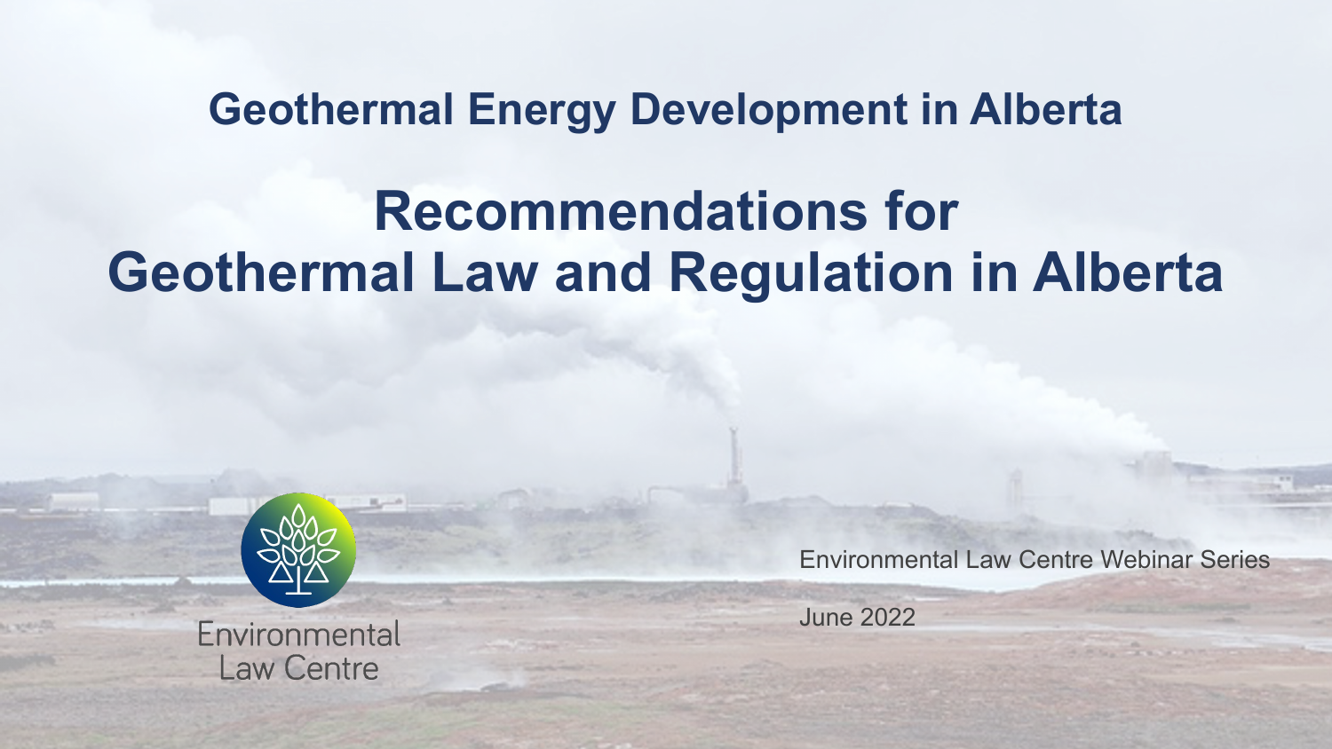## Geothermal Energy Development in Alberta

# Recommendations for Geothermal Law and Regulation in Alberta

Environmental Law Centre

Environmental Law Centre Webinar Series

June 2022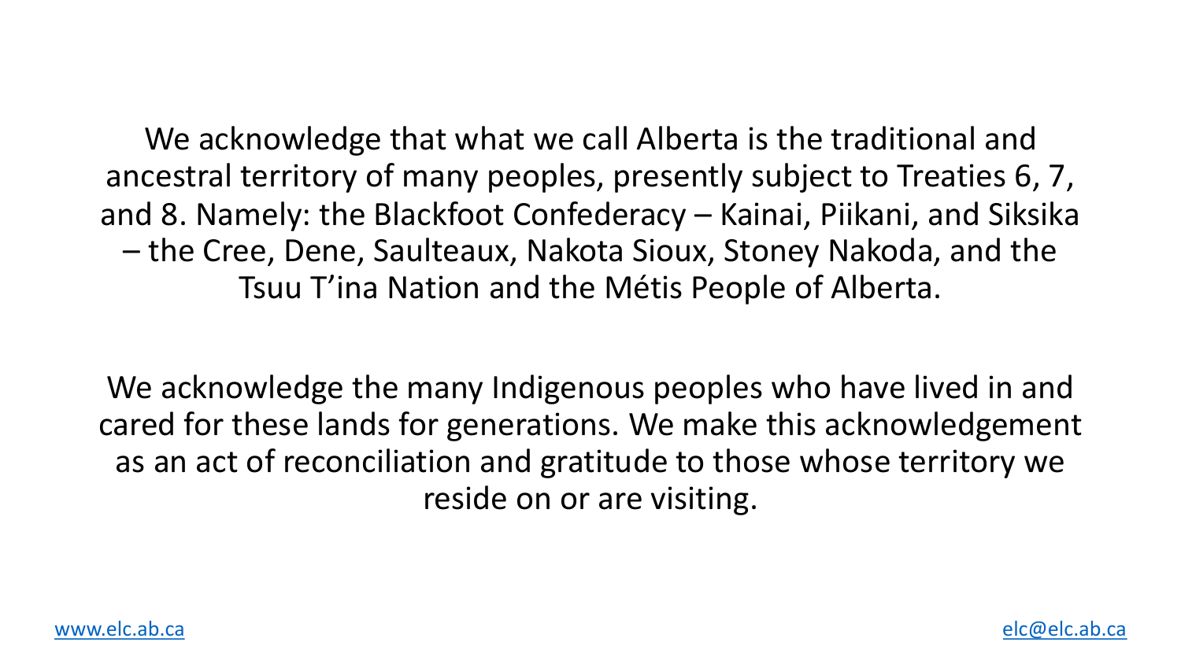We acknowledge that what we call Alberta is the traditional and ancestral territory of many peoples, presently subject to Treaties 6, 7, and 8. Namely: the Blackfoot Confederacy – Kainai, Piikani, and Siksika – the Cree, Dene, Saulteaux, Nakota Sioux, Stoney Nakoda, and the Tsuu T'ina Nation and the Métis People of Alberta.

We acknowledge the many Indigenous peoples who have lived in and cared for these lands for generations. We make this acknowledgement as an act of reconciliation and gratitude to those whose territory we reside on or are visiting.

www.elc.ab.ca elc@elc.ab.ca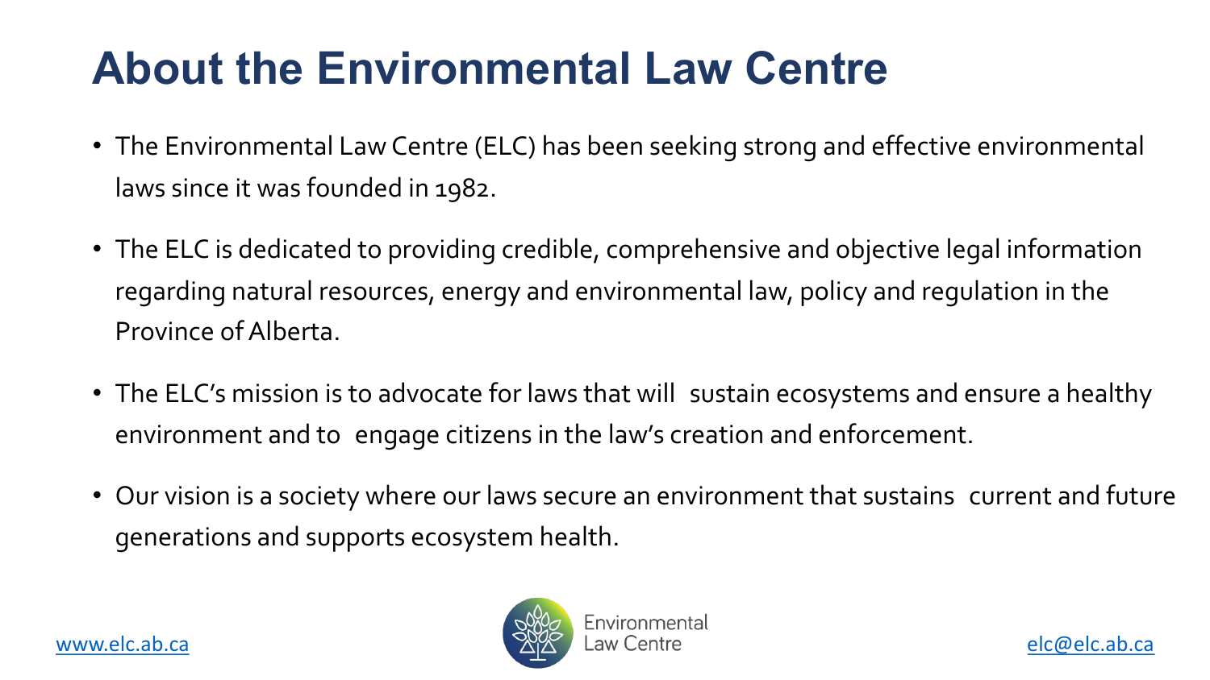# About the Environmental Law Centre

- The Environmental Law Centre (ELC) has been seeking strong and effective environmental laws since it was founded in 1982.
- The ELC is dedicated to providing credible, comprehensive and objective legal information regarding natural resources, energy and environmental law, policy and regulation in the Province of Alberta.
- The ELC's mission is to advocate for laws that will sustain ecosystems and ensure a healthy environment and to engage citizens in the law's creation and enforcement.
- Our vision is a society where our laws secure an environment that sustains current and future generations and supports ecosystem health.

www.elc.ab.ca

Environmental Law Centre

elc@elc.ab.ca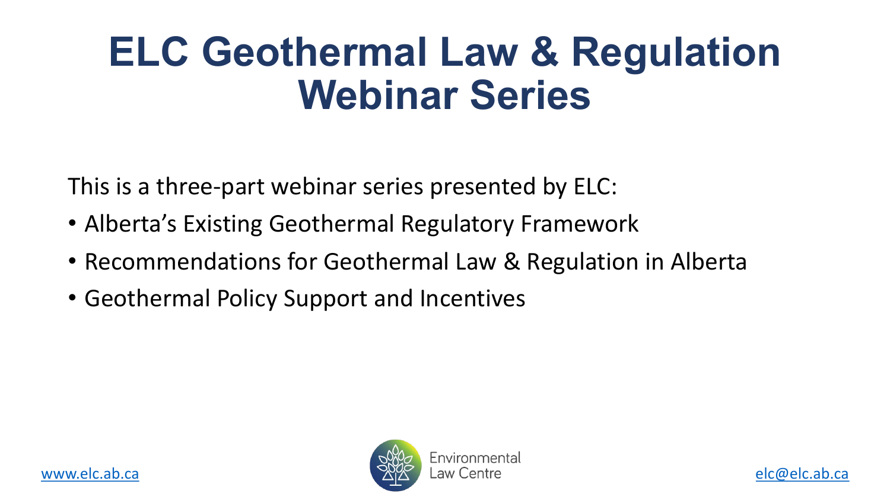# ELC Geothermal Law & Regulation Webinar Series

This is a three-part webinar series presented by ELC:

- Alberta's Existing Geothermal Regulatory Framework
- Recommendations for Geothermal Law & Regulation in Alberta
- Geothermal Policy Support and Incentives

www.elc.ab.ca

Environmental Law Centre

elc@elc.ab.ca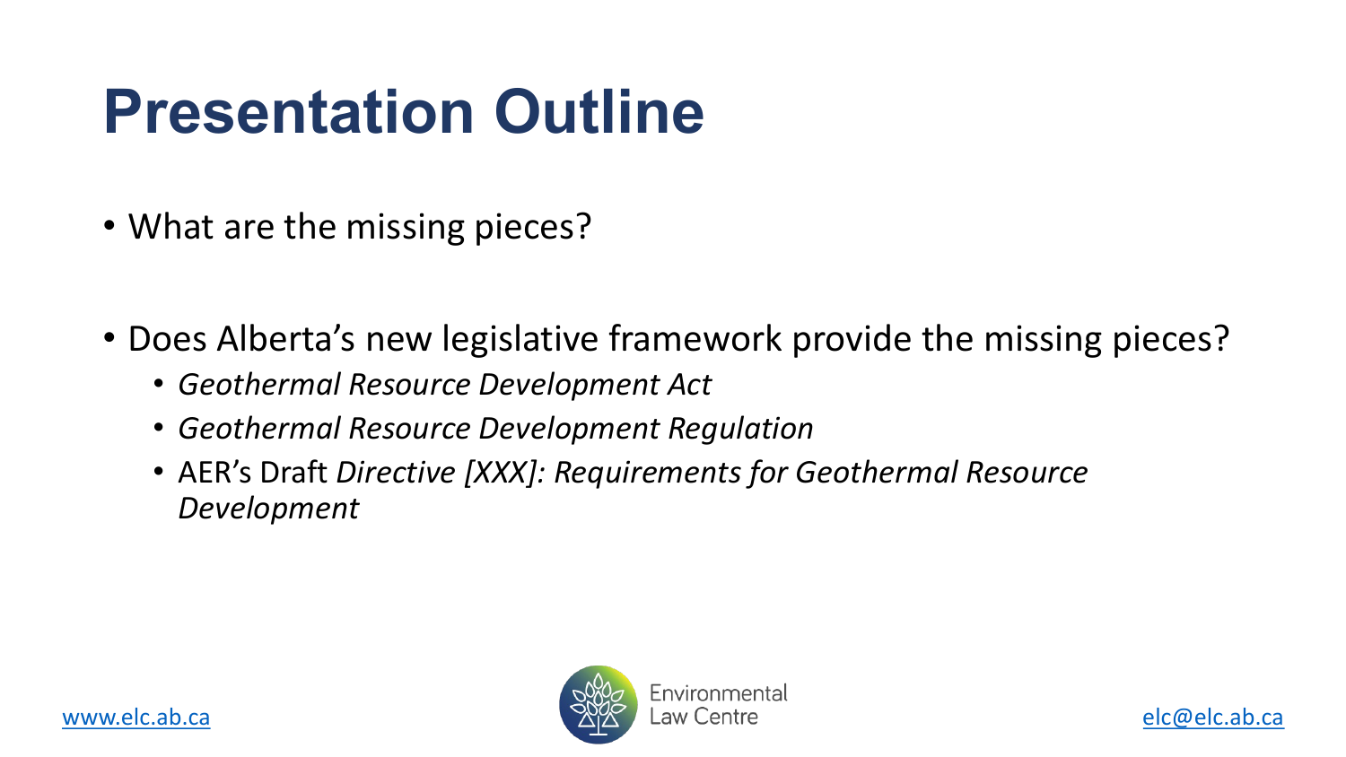# Presentation Outline

- What are the missing pieces?

- Does Alberta's new legislative framework provide the missing pieces?
  - *Geothermal Resource Development Act*
  - *Geothermal Resource Development Regulation*
  - AER's Draft *Directive [XXX]: Requirements for Geothermal Resource Development*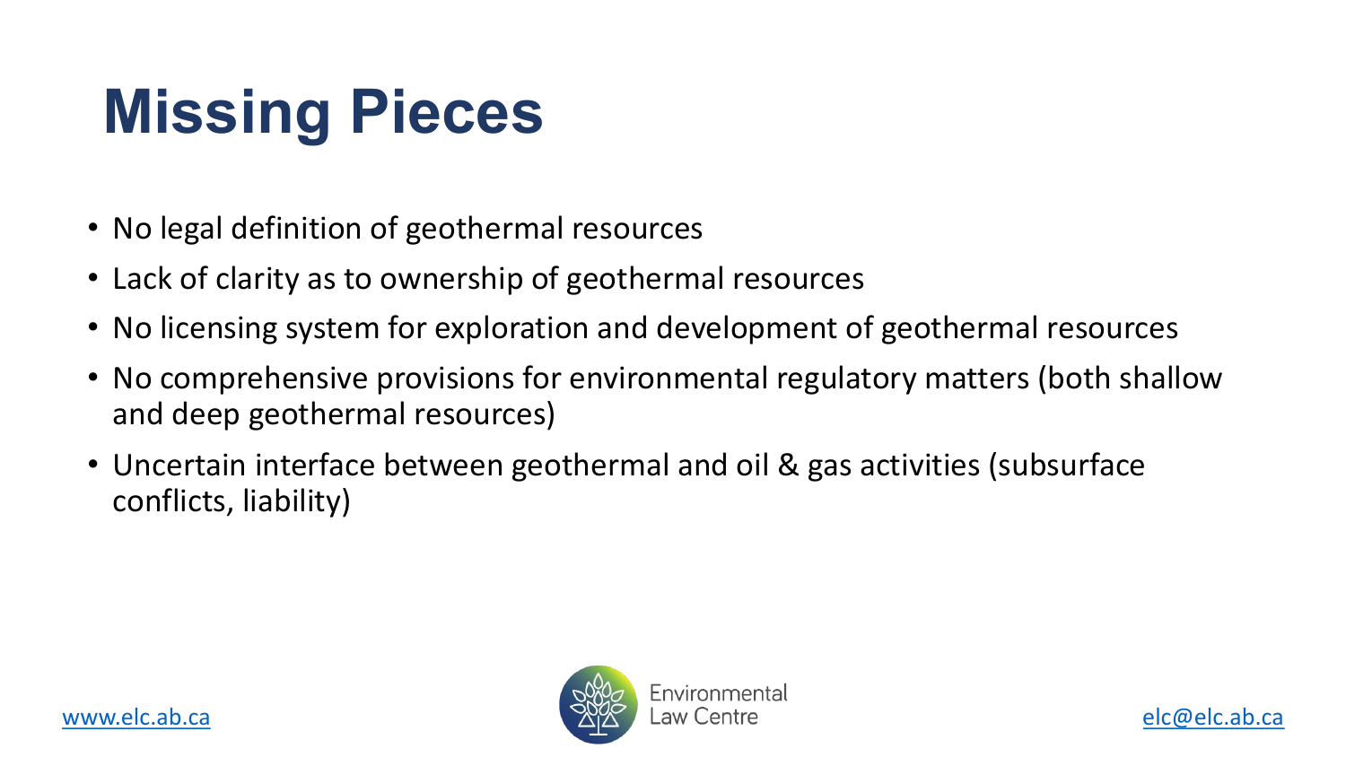# Missing Pieces

- No legal definition of geothermal resources
- Lack of clarity as to ownership of geothermal resources
- No licensing system for exploration and development of geothermal resources
- No comprehensive provisions for environmental regulatory matters (both shallow and deep geothermal resources)
- Uncertain interface between geothermal and oil & gas activities (subsurface conflicts, liability)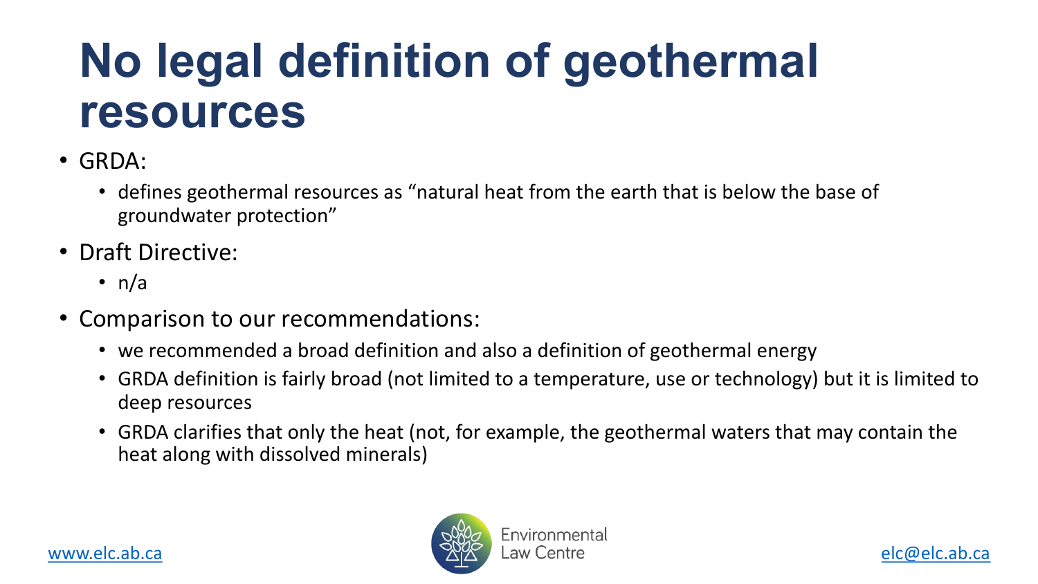# No legal definition of geothermal resources

- GRDA:
  - defines geothermal resources as “natural heat from the earth that is below the base of groundwater protection”
- Draft Directive:
  - n/a
- Comparison to our recommendations:
  - we recommended a broad definition and also a definition of geothermal energy
  - GRDA definition is fairly broad (not limited to a temperature, use or technology) but it is limited to deep resources
  - GRDA clarifies that only the heat (not, for example, the geothermal waters that may contain the heat along with dissolved minerals)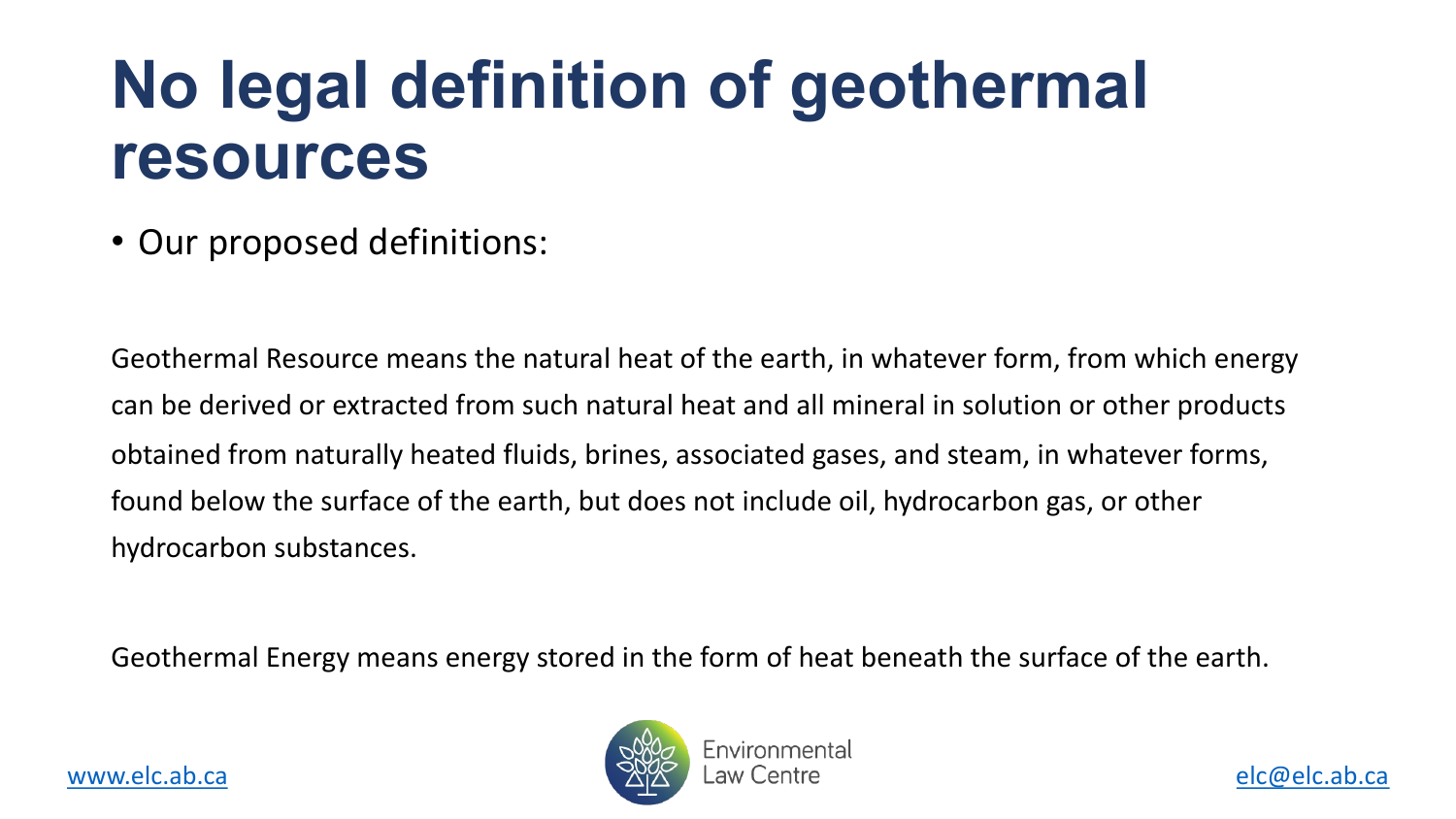# No legal definition of geothermal resources

- Our proposed definitions:

Geothermal Resource means the natural heat of the earth, in whatever form, from which energy can be derived or extracted from such natural heat and all mineral in solution or other products obtained from naturally heated fluids, brines, associated gases, and steam, in whatever forms, found below the surface of the earth, but does not include oil, hydrocarbon gas, or other hydrocarbon substances.

Geothermal Energy means energy stored in the form of heat beneath the surface of the earth.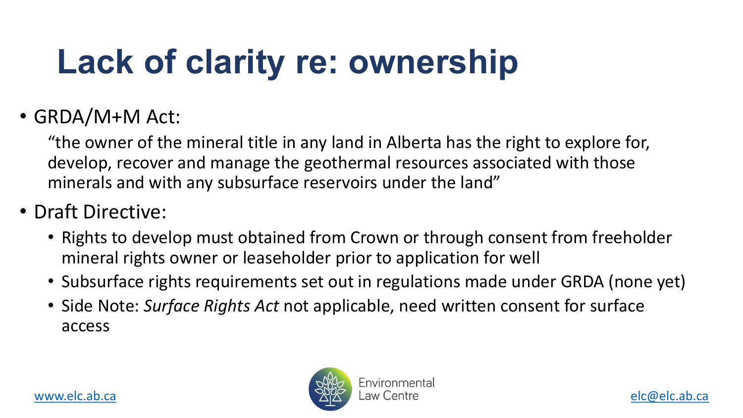# Lack of clarity re: ownership

- GRDA/M+M Act:

  "the owner of the mineral title in any land in Alberta has the right to explore for, develop, recover and manage the geothermal resources associated with those minerals and with any subsurface reservoirs under the land"

- Draft Directive:
  - Rights to develop must obtained from Crown or through consent from freeholder mineral rights owner or leaseholder prior to application for well
  - Subsurface rights requirements set out in regulations made under GRDA (none yet)
  - Side Note: *Surface Rights Act* not applicable, need written consent for surface access

www.elc.ab.ca

Environmental Law Centre

elc@elc.ab.ca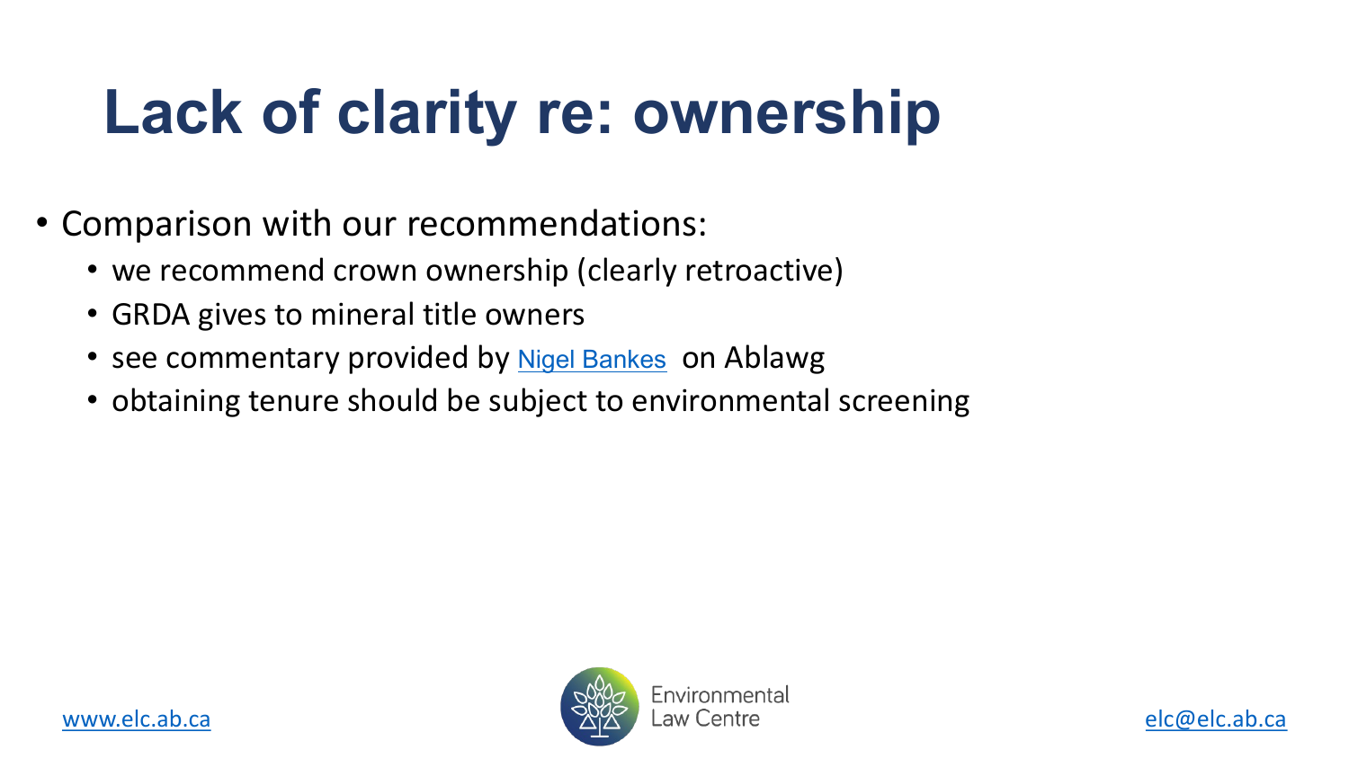# Lack of clarity re: ownership

- Comparison with our recommendations:
  - we recommend crown ownership (clearly retroactive)
  - GRDA gives to mineral title owners
  - see commentary provided by Nigel Bankes on Ablawg
  - obtaining tenure should be subject to environmental screening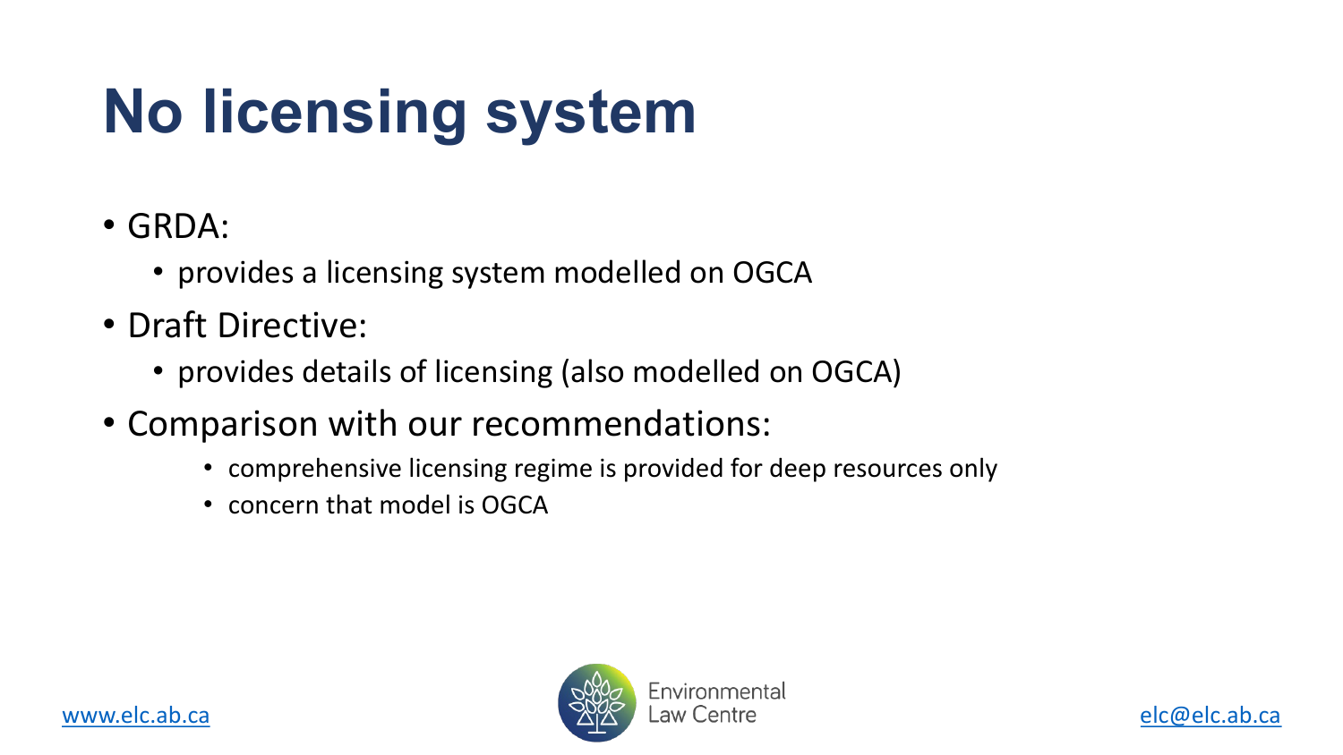# No licensing system

- GRDA:
  - provides a licensing system modelled on OGCA
- Draft Directive:
  - provides details of licensing (also modelled on OGCA)
- Comparison with our recommendations:
  - comprehensive licensing regime is provided for deep resources only
  - concern that model is OGCA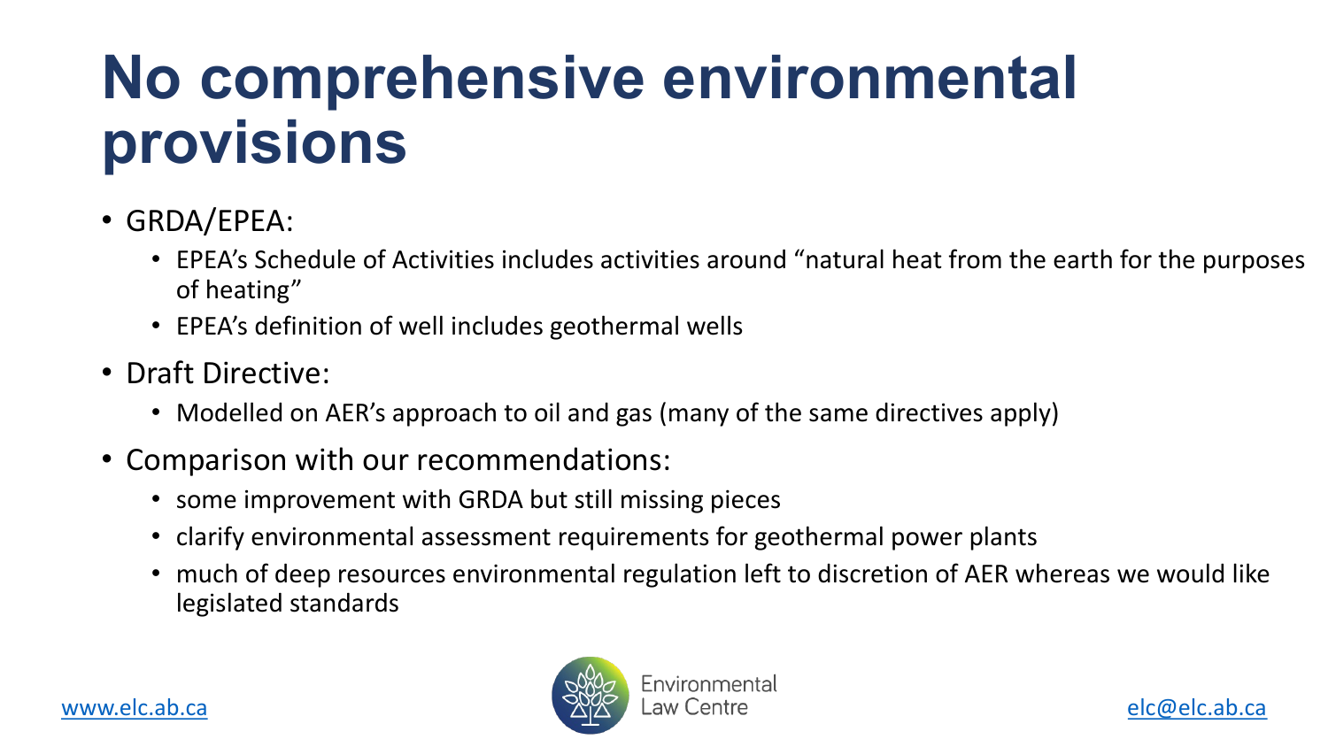# No comprehensive environmental provisions

- GRDA/EPEA:
  - EPEA's Schedule of Activities includes activities around "natural heat from the earth for the purposes of heating"
  - EPEA's definition of well includes geothermal wells
- Draft Directive:
  - Modelled on AER's approach to oil and gas (many of the same directives apply)
- Comparison with our recommendations:
  - some improvement with GRDA but still missing pieces
  - clarify environmental assessment requirements for geothermal power plants
  - much of deep resources environmental regulation left to discretion of AER whereas we would like legislated standards

www.elc.ab.ca

Environmental Law Centre

elc@elc.ab.ca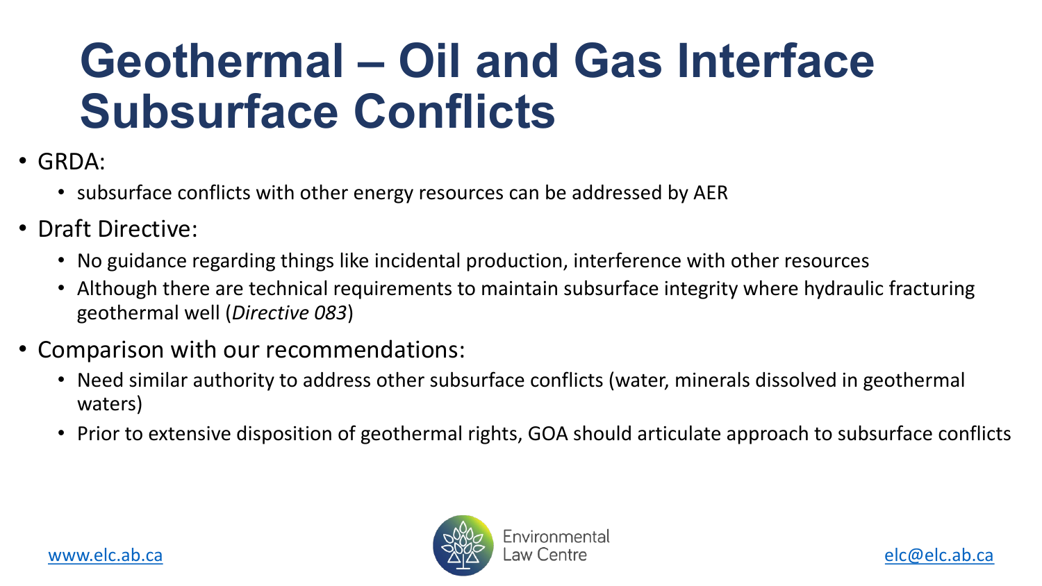# Geothermal – Oil and Gas Interface Subsurface Conflicts

- GRDA:
  - subsurface conflicts with other energy resources can be addressed by AER
- Draft Directive:
  - No guidance regarding things like incidental production, interference with other resources
  - Although there are technical requirements to maintain subsurface integrity where hydraulic fracturing geothermal well (*Directive 083*)
- Comparison with our recommendations:
  - Need similar authority to address other subsurface conflicts (water, minerals dissolved in geothermal waters)
  - Prior to extensive disposition of geothermal rights, GOA should articulate approach to subsurface conflicts

www.elc.ab.ca

Environmental Law Centre

elc@elc.ab.ca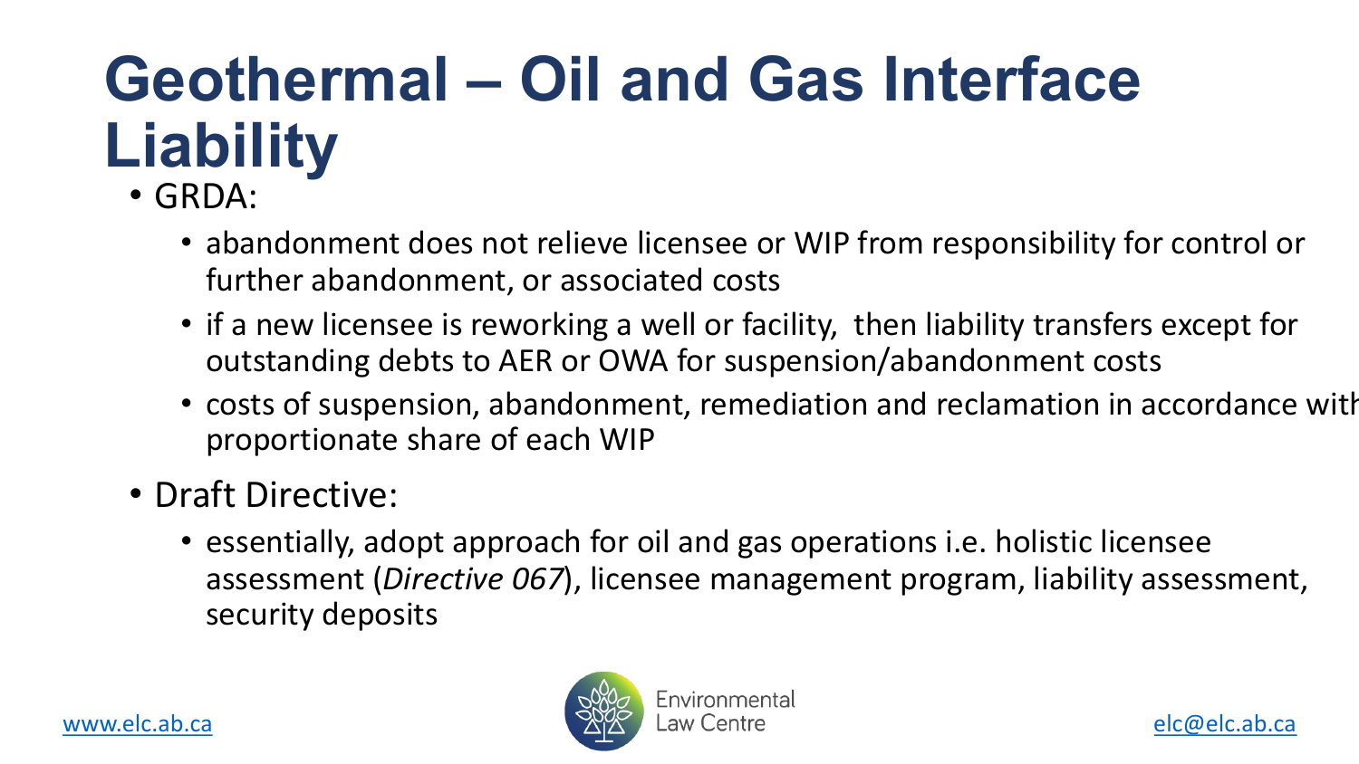# Geothermal – Oil and Gas Interface Liability

- GRDA:
  - abandonment does not relieve licensee or WIP from responsibility for control or further abandonment, or associated costs
  - if a new licensee is reworking a well or facility, then liability transfers except for outstanding debts to AER or OWA for suspension/abandonment costs
  - costs of suspension, abandonment, remediation and reclamation in accordance with proportionate share of each WIP
- Draft Directive:
  - essentially, adopt approach for oil and gas operations i.e. holistic licensee assessment (*Directive 067*), licensee management program, liability assessment, security deposits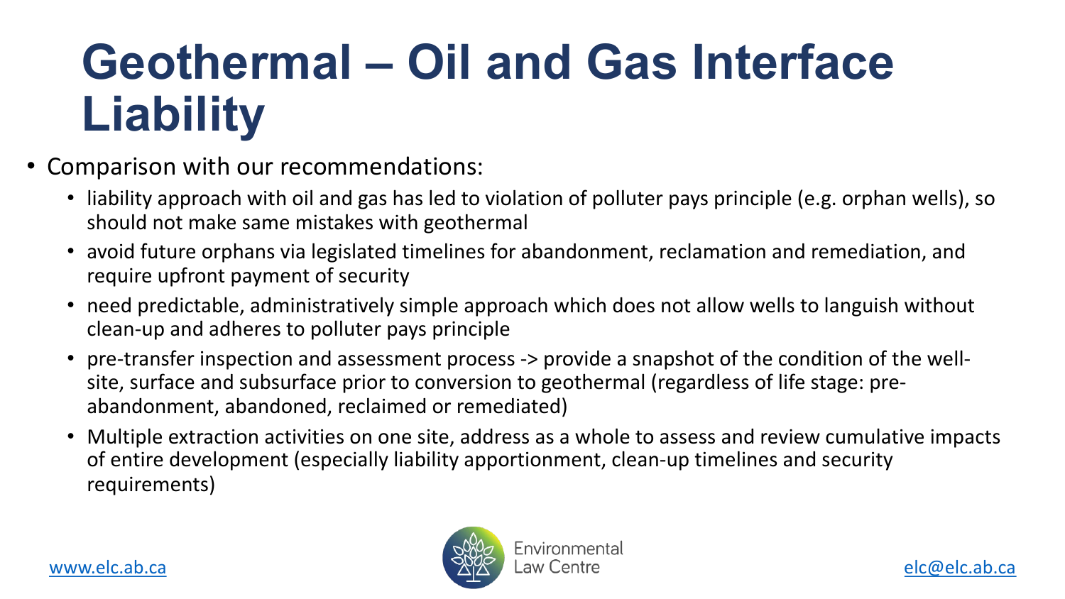# Geothermal – Oil and Gas Interface Liability

- Comparison with our recommendations:
  - liability approach with oil and gas has led to violation of polluter pays principle (e.g. orphan wells), so should not make same mistakes with geothermal
  - avoid future orphans via legislated timelines for abandonment, reclamation and remediation, and require upfront payment of security
  - need predictable, administratively simple approach which does not allow wells to languish without clean-up and adheres to polluter pays principle
  - pre-transfer inspection and assessment process -> provide a snapshot of the condition of the well-site, surface and subsurface prior to conversion to geothermal (regardless of life stage: pre-abandonment, abandoned, reclaimed or remediated)
  - Multiple extraction activities on one site, address as a whole to assess and review cumulative impacts of entire development (especially liability apportionment, clean-up timelines and security requirements)

www.elc.ab.ca

Environmental Law Centre

elc@elc.ab.ca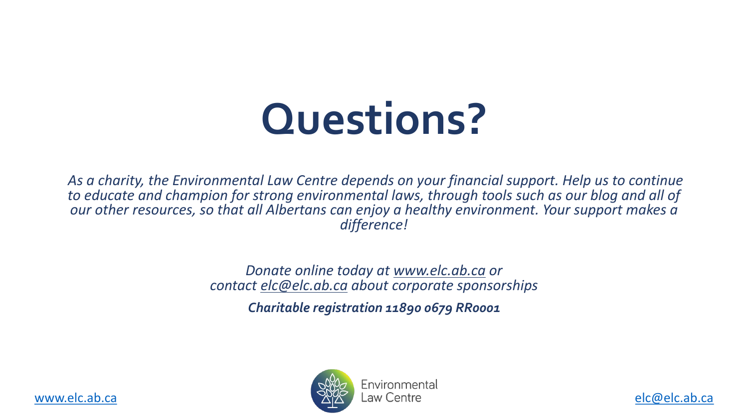# Questions?

*As a charity, the Environmental Law Centre depends on your financial support. Help us to continue to educate and champion for strong environmental laws, through tools such as our blog and all of our other resources, so that all Albertans can enjoy a healthy environment. Your support makes a difference!*

*Donate online today at www.elc.ab.ca or contact elc@elc.ab.ca about corporate sponsorships*

***Charitable registration 11890 0679 RR0001***

Environmental Law Centre

www.elc.ab.ca

elc@elc.ab.ca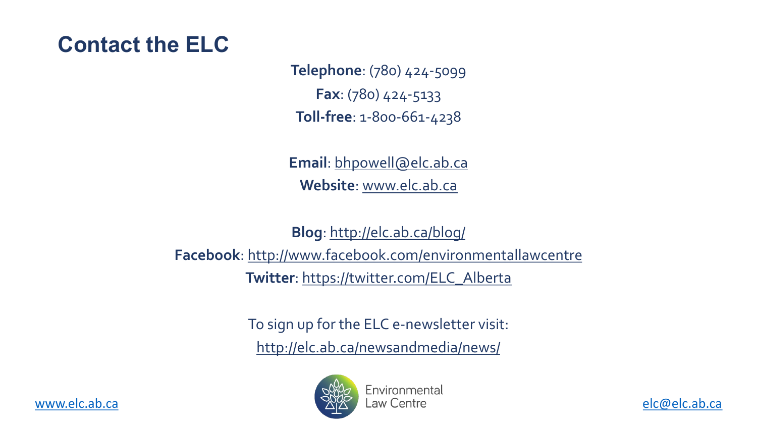# Contact the ELC

**Telephone**: (780) 424-5099

**Fax**: (780) 424-5133

**Toll-free**: 1-800-661-4238

**Email**: bhpowell@elc.ab.ca

**Website**: www.elc.ab.ca

**Blog**: http://elc.ab.ca/blog/

**Facebook**: http://www.facebook.com/environmentallawcentre

**Twitter**: https://twitter.com/ELC_Alberta

To sign up for the ELC e-newsletter visit:

http://elc.ab.ca/newsandmedia/news/

Environmental Law Centre

www.elc.ab.ca

elc@elc.ab.ca